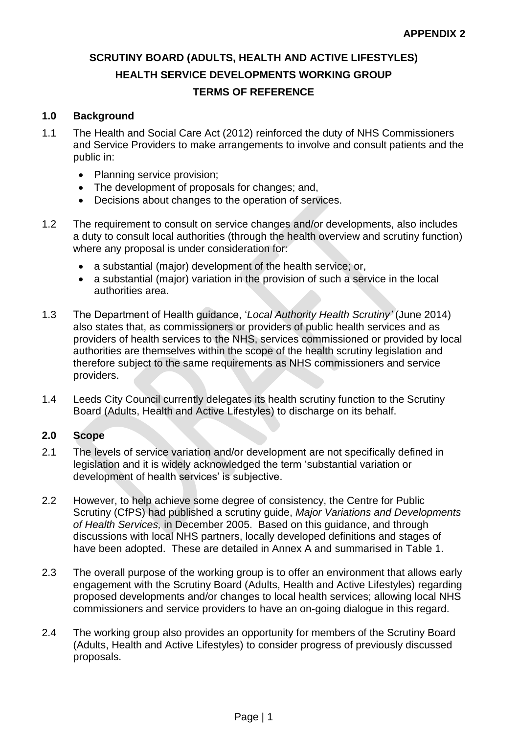**APPENDIX 2**

# SCRUTINY BOARD (ADULTS, HEALTH AND ACTIVE LIFESTYLES)
# HEALTH SERVICE DEVELOPMENTS WORKING GROUP
# TERMS OF REFERENCE

## 1.0 Background

1.1 The Health and Social Care Act (2012) reinforced the duty of NHS Commissioners and Service Providers to make arrangements to involve and consult patients and the public in:

- Planning service provision;
- The development of proposals for changes; and,
- Decisions about changes to the operation of services.

1.2 The requirement to consult on service changes and/or developments, also includes a duty to consult local authorities (through the health overview and scrutiny function) where any proposal is under consideration for:

- a substantial (major) development of the health service; or,
- a substantial (major) variation in the provision of such a service in the local authorities area.

1.3 The Department of Health guidance, '*Local Authority Health Scrutiny'* (June 2014) also states that, as commissioners or providers of public health services and as providers of health services to the NHS, services commissioned or provided by local authorities are themselves within the scope of the health scrutiny legislation and therefore subject to the same requirements as NHS commissioners and service providers.

1.4 Leeds City Council currently delegates its health scrutiny function to the Scrutiny Board (Adults, Health and Active Lifestyles) to discharge on its behalf.

## 2.0 Scope

2.1 The levels of service variation and/or development are not specifically defined in legislation and it is widely acknowledged the term 'substantial variation or development of health services' is subjective.

2.2 However, to help achieve some degree of consistency, the Centre for Public Scrutiny (CfPS) had published a scrutiny guide, *Major Variations and Developments of Health Services,* in December 2005. Based on this guidance, and through discussions with local NHS partners, locally developed definitions and stages of have been adopted. These are detailed in Annex A and summarised in Table 1.

2.3 The overall purpose of the working group is to offer an environment that allows early engagement with the Scrutiny Board (Adults, Health and Active Lifestyles) regarding proposed developments and/or changes to local health services; allowing local NHS commissioners and service providers to have an on-going dialogue in this regard.

2.4 The working group also provides an opportunity for members of the Scrutiny Board (Adults, Health and Active Lifestyles) to consider progress of previously discussed proposals.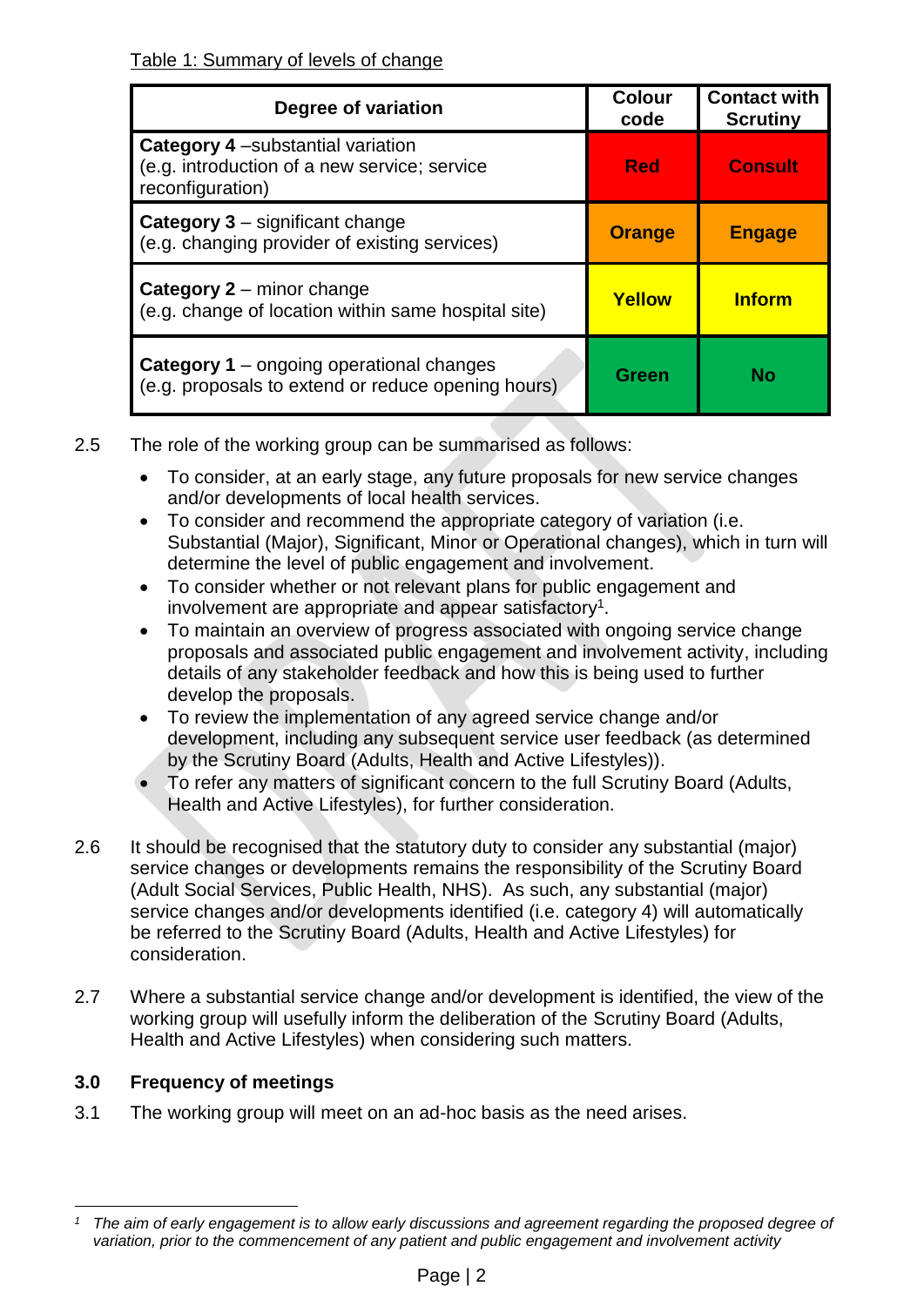Table 1: Summary of levels of change

| Degree of variation | Colour code | Contact with Scrutiny |
|---|---|---|
| **Category 4** –substantial variation (e.g. introduction of a new service; service reconfiguration) | **Red** | **Consult** |
| **Category 3** – significant change (e.g. changing provider of existing services) | **Orange** | **Engage** |
| **Category 2** – minor change (e.g. change of location within same hospital site) | **Yellow** | **Inform** |
| **Category 1** – ongoing operational changes (e.g. proposals to extend or reduce opening hours) | **Green** | **No** |

2.5 The role of the working group can be summarised as follows:

- To consider, at an early stage, any future proposals for new service changes and/or developments of local health services.
- To consider and recommend the appropriate category of variation (i.e. Substantial (Major), Significant, Minor or Operational changes), which in turn will determine the level of public engagement and involvement.
- To consider whether or not relevant plans for public engagement and involvement are appropriate and appear satisfactory[1].
- To maintain an overview of progress associated with ongoing service change proposals and associated public engagement and involvement activity, including details of any stakeholder feedback and how this is being used to further develop the proposals.
- To review the implementation of any agreed service change and/or development, including any subsequent service user feedback (as determined by the Scrutiny Board (Adults, Health and Active Lifestyles)).
- To refer any matters of significant concern to the full Scrutiny Board (Adults, Health and Active Lifestyles), for further consideration.

2.6 It should be recognised that the statutory duty to consider any substantial (major) service changes or developments remains the responsibility of the Scrutiny Board (Adult Social Services, Public Health, NHS). As such, any substantial (major) service changes and/or developments identified (i.e. category 4) will automatically be referred to the Scrutiny Board (Adults, Health and Active Lifestyles) for consideration.

2.7 Where a substantial service change and/or development is identified, the view of the working group will usefully inform the deliberation of the Scrutiny Board (Adults, Health and Active Lifestyles) when considering such matters.

## 3.0 Frequency of meetings

3.1 The working group will meet on an ad-hoc basis as the need arises.

[1] *The aim of early engagement is to allow early discussions and agreement regarding the proposed degree of variation, prior to the commencement of any patient and public engagement and involvement activity*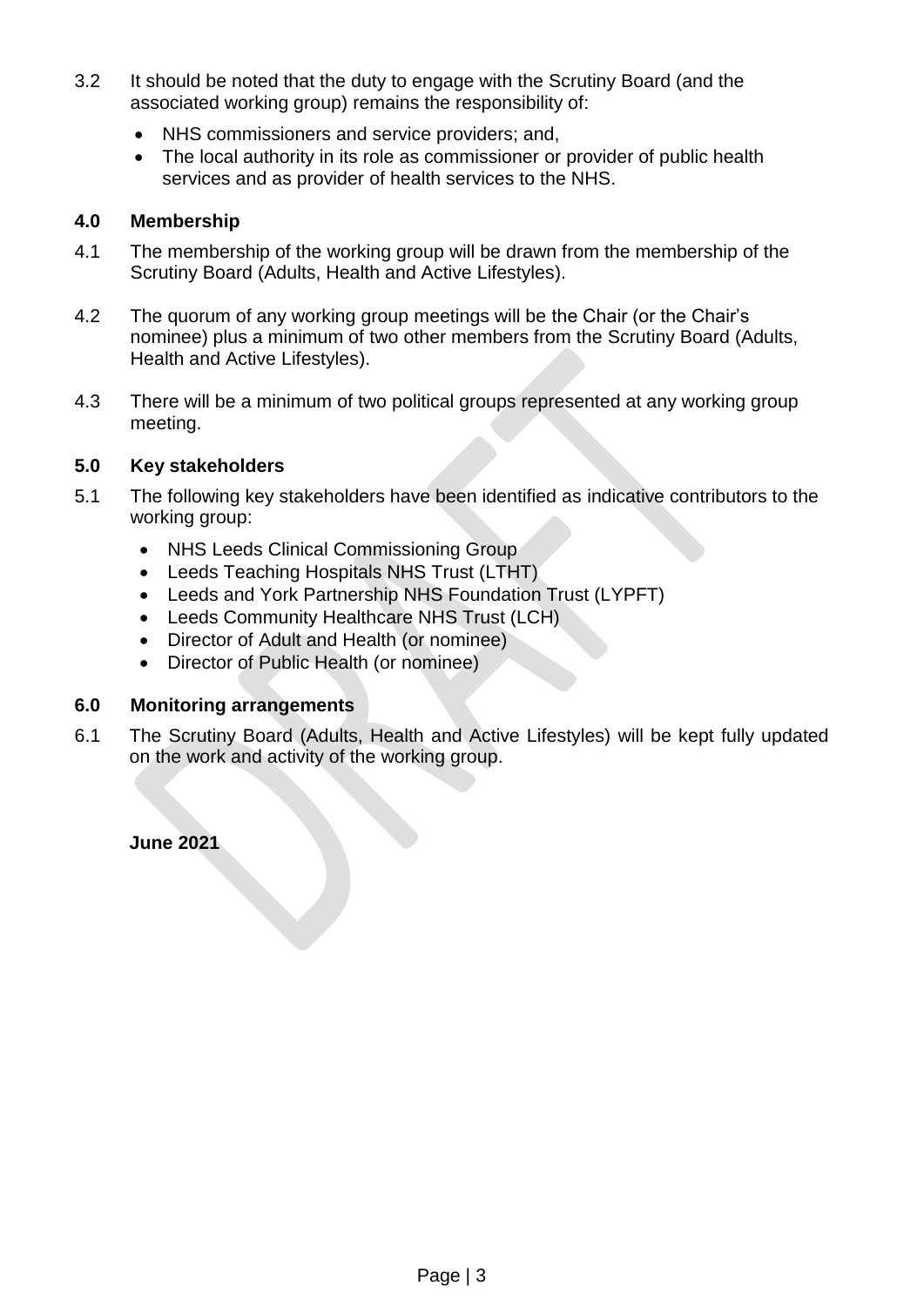3.2 It should be noted that the duty to engage with the Scrutiny Board (and the associated working group) remains the responsibility of:

- NHS commissioners and service providers; and,
- The local authority in its role as commissioner or provider of public health services and as provider of health services to the NHS.

## 4.0 Membership

4.1 The membership of the working group will be drawn from the membership of the Scrutiny Board (Adults, Health and Active Lifestyles).

4.2 The quorum of any working group meetings will be the Chair (or the Chair's nominee) plus a minimum of two other members from the Scrutiny Board (Adults, Health and Active Lifestyles).

4.3 There will be a minimum of two political groups represented at any working group meeting.

## 5.0 Key stakeholders

5.1 The following key stakeholders have been identified as indicative contributors to the working group:

- NHS Leeds Clinical Commissioning Group
- Leeds Teaching Hospitals NHS Trust (LTHT)
- Leeds and York Partnership NHS Foundation Trust (LYPFT)
- Leeds Community Healthcare NHS Trust (LCH)
- Director of Adult and Health (or nominee)
- Director of Public Health (or nominee)

## 6.0 Monitoring arrangements

6.1 The Scrutiny Board (Adults, Health and Active Lifestyles) will be kept fully updated on the work and activity of the working group.

**June 2021**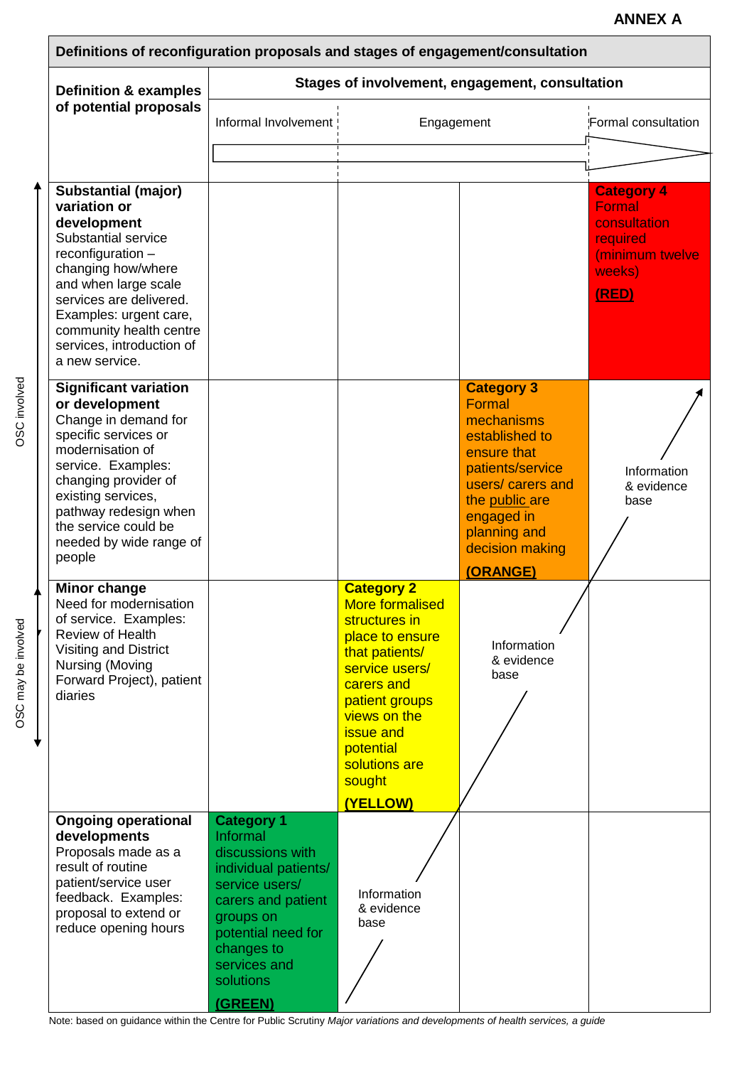**ANNEX A**

| Definitions of reconfiguration proposals and stages of engagement/consultation | | | | |
|---|---|---|---|---|
| **Definition & examples of potential proposals** | **Stages of involvement, engagement, consultation** | | | |
| | Informal Involvement | Engagement | | Formal consultation |
| **Substantial (major) variation or development** Substantial service reconfiguration – changing how/where and when large scale services are delivered. Examples: urgent care, community health centre services, introduction of a new service. | | | | **Category 4** Formal consultation required (minimum twelve weeks) **(RED)** |
| **Significant variation or development** Change in demand for specific services or modernisation of service. Examples: changing provider of existing services, pathway redesign when the service could be needed by wide range of people | | | **Category 3** Formal mechanisms established to ensure that patients/service users/ carers and the public are engaged in planning and decision making **(ORANGE)** | Information & evidence base |
| **Minor change** Need for modernisation of service. Examples: Review of Health Visiting and District Nursing (Moving Forward Project), patient diaries | | **Category 2** More formalised structures in place to ensure that patients/ service users/ carers and patient groups views on the issue and potential solutions are sought **(YELLOW)** | Information & evidence base | |
| **Ongoing operational developments** Proposals made as a result of routine patient/service user feedback. Examples: proposal to extend or reduce opening hours | **Category 1** Informal discussions with individual patients/ service users/ carers and patient groups on potential need for changes to services and solutions **(GREEN)** | Information & evidence base | | |

OSC involved

OSC may be involved

Note: based on guidance within the Centre for Public Scrutiny *Major variations and developments of health services, a guide*